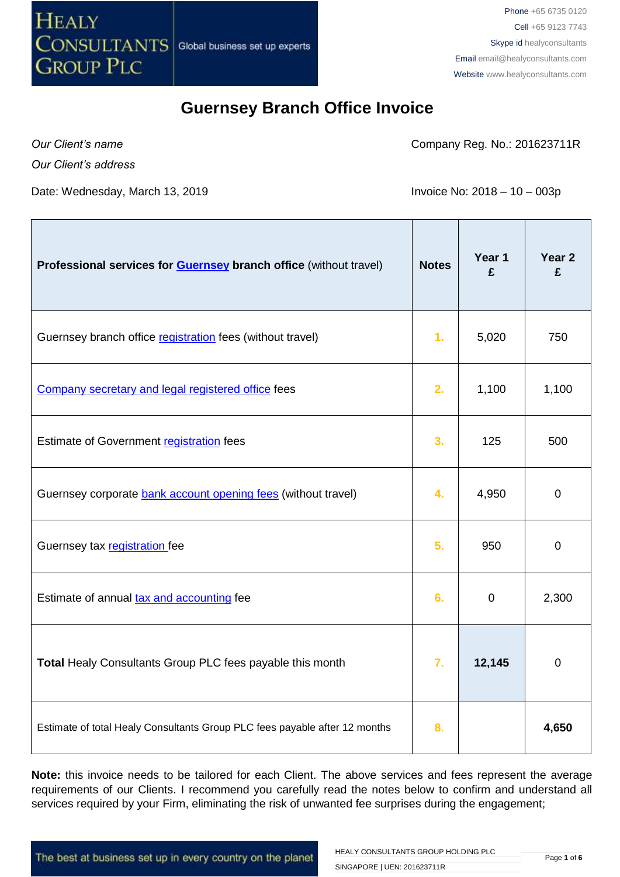# Guernsey Branch Office Invoice

*Our Client's name*

*Our Client's address*

Company Reg. No.: 201623711R

Date: Wednesday, March 13, 2019

Invoice No: 2018 – 10 – 003p

| **Professional services for Guernsey branch office** (without travel) | **Notes** | **Year 1 £** | **Year 2 £** |
|---|---|---|---|
| Guernsey branch office registration fees (without travel) | 1. | 5,020 | 750 |
| Company secretary and legal registered office fees | 2. | 1,100 | 1,100 |
| Estimate of Government registration fees | 3. | 125 | 500 |
| Guernsey corporate bank account opening fees (without travel) | 4. | 4,950 | 0 |
| Guernsey tax registration fee | 5. | 950 | 0 |
| Estimate of annual tax and accounting fee | 6. | 0 | 2,300 |
| **Total** Healy Consultants Group PLC fees payable this month | 7. | **12,145** | 0 |
| Estimate of total Healy Consultants Group PLC fees payable after 12 months | 8. | | **4,650** |

**Note:** this invoice needs to be tailored for each Client. The above services and fees represent the average requirements of our Clients. I recommend you carefully read the notes below to confirm and understand all services required by your Firm, eliminating the risk of unwanted fee surprises during the engagement;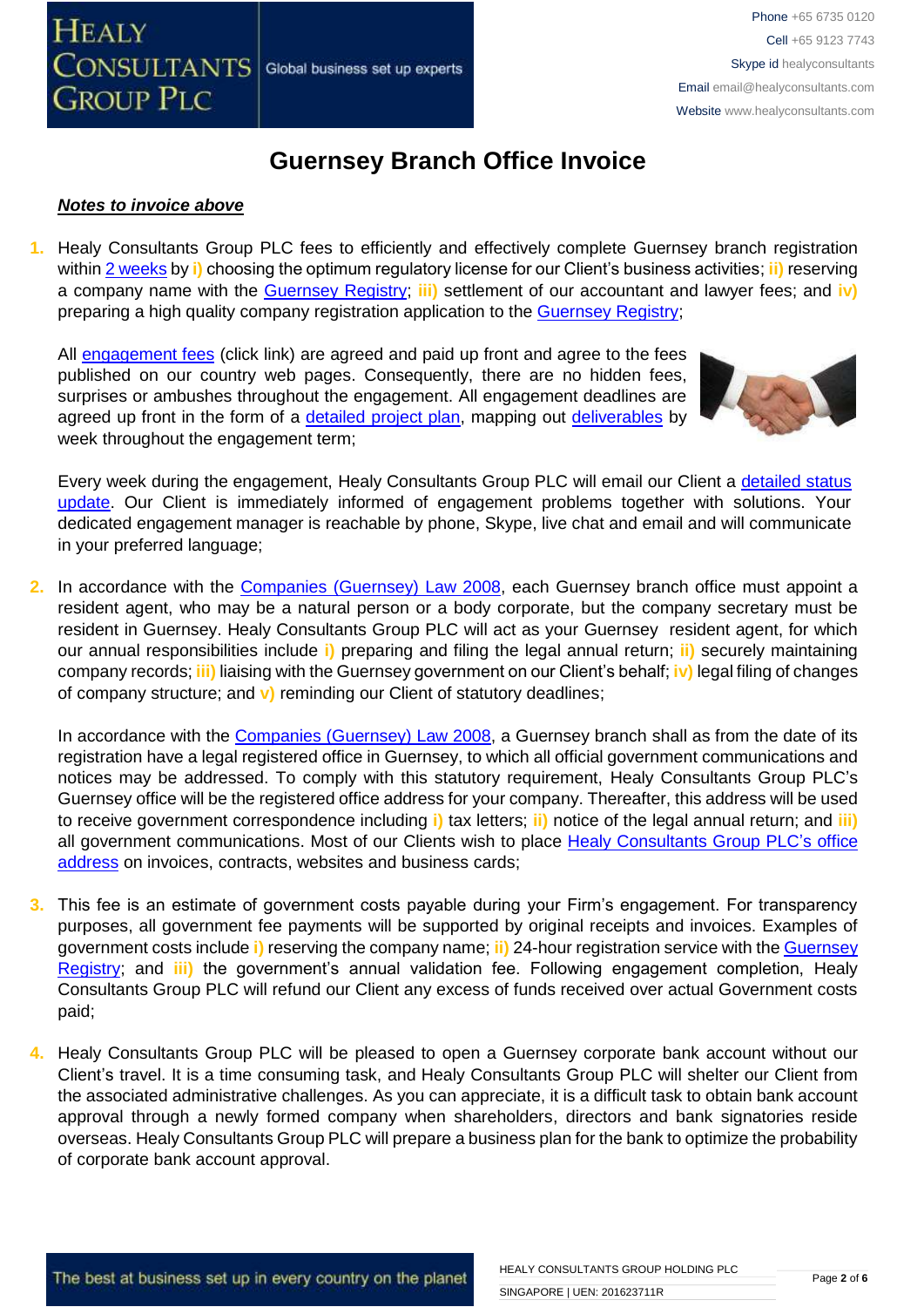# Guernsey Branch Office Invoice

***Notes to invoice above***

1. Healy Consultants Group PLC fees to efficiently and effectively complete Guernsey branch registration within 2 weeks by **i)** choosing the optimum regulatory license for our Client's business activities; **ii)** reserving a company name with the Guernsey Registry; **iii)** settlement of our accountant and lawyer fees; and **iv)** preparing a high quality company registration application to the Guernsey Registry;

   All engagement fees (click link) are agreed and paid up front and agree to the fees published on our country web pages. Consequently, there are no hidden fees, surprises or ambushes throughout the engagement. All engagement deadlines are agreed up front in the form of a detailed project plan, mapping out deliverables by week throughout the engagement term;

   Every week during the engagement, Healy Consultants Group PLC will email our Client a detailed status update. Our Client is immediately informed of engagement problems together with solutions. Your dedicated engagement manager is reachable by phone, Skype, live chat and email and will communicate in your preferred language;

2. In accordance with the Companies (Guernsey) Law 2008, each Guernsey branch office must appoint a resident agent, who may be a natural person or a body corporate, but the company secretary must be resident in Guernsey. Healy Consultants Group PLC will act as your Guernsey resident agent, for which our annual responsibilities include **i)** preparing and filing the legal annual return; **ii)** securely maintaining company records; **iii)** liaising with the Guernsey government on our Client's behalf; **iv)** legal filing of changes of company structure; and **v)** reminding our Client of statutory deadlines;

   In accordance with the Companies (Guernsey) Law 2008, a Guernsey branch shall as from the date of its registration have a legal registered office in Guernsey, to which all official government communications and notices may be addressed. To comply with this statutory requirement, Healy Consultants Group PLC's Guernsey office will be the registered office address for your company. Thereafter, this address will be used to receive government correspondence including **i)** tax letters; **ii)** notice of the legal annual return; and **iii)** all government communications. Most of our Clients wish to place Healy Consultants Group PLC's office address on invoices, contracts, websites and business cards;

3. This fee is an estimate of government costs payable during your Firm's engagement. For transparency purposes, all government fee payments will be supported by original receipts and invoices. Examples of government costs include **i)** reserving the company name; **ii)** 24-hour registration service with the Guernsey Registry; and **iii)** the government's annual validation fee. Following engagement completion, Healy Consultants Group PLC will refund our Client any excess of funds received over actual Government costs paid;

4. Healy Consultants Group PLC will be pleased to open a Guernsey corporate bank account without our Client's travel. It is a time consuming task, and Healy Consultants Group PLC will shelter our Client from the associated administrative challenges. As you can appreciate, it is a difficult task to obtain bank account approval through a newly formed company when shareholders, directors and bank signatories reside overseas. Healy Consultants Group PLC will prepare a business plan for the bank to optimize the probability of corporate bank account approval.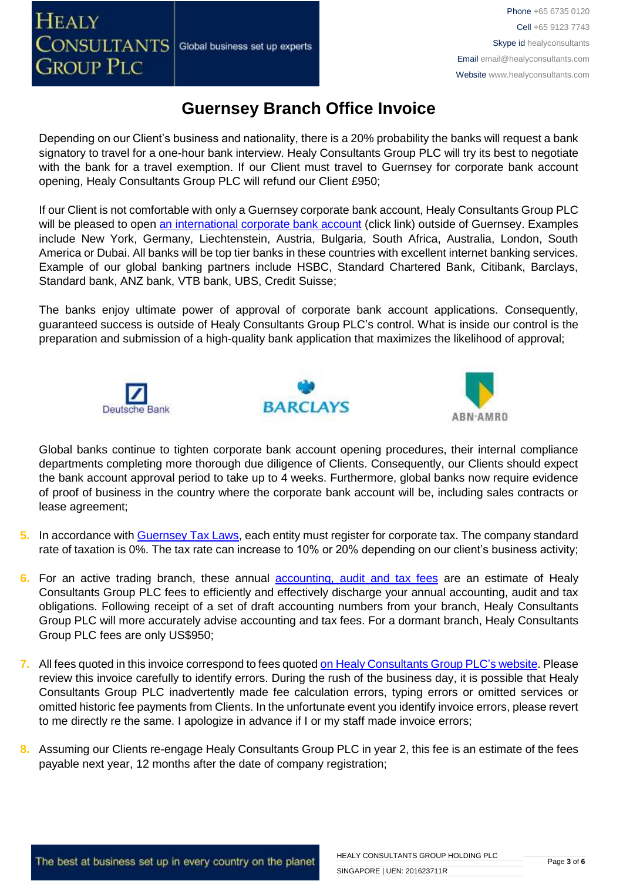# Guernsey Branch Office Invoice

Depending on our Client's business and nationality, there is a 20% probability the banks will request a bank signatory to travel for a one-hour bank interview. Healy Consultants Group PLC will try its best to negotiate with the bank for a travel exemption. If our Client must travel to Guernsey for corporate bank account opening, Healy Consultants Group PLC will refund our Client £950;

If our Client is not comfortable with only a Guernsey corporate bank account, Healy Consultants Group PLC will be pleased to open [an international corporate bank account](#) (click link) outside of Guernsey. Examples include New York, Germany, Liechtenstein, Austria, Bulgaria, South Africa, Australia, London, South America or Dubai. All banks will be top tier banks in these countries with excellent internet banking services. Example of our global banking partners include HSBC, Standard Chartered Bank, Citibank, Barclays, Standard bank, ANZ bank, VTB bank, UBS, Credit Suisse;

The banks enjoy ultimate power of approval of corporate bank account applications. Consequently, guaranteed success is outside of Healy Consultants Group PLC's control. What is inside our control is the preparation and submission of a high-quality bank application that maximizes the likelihood of approval;

Global banks continue to tighten corporate bank account opening procedures, their internal compliance departments completing more thorough due diligence of Clients. Consequently, our Clients should expect the bank account approval period to take up to 4 weeks. Furthermore, global banks now require evidence of proof of business in the country where the corporate bank account will be, including sales contracts or lease agreement;

5. In accordance with [Guernsey Tax Laws](#), each entity must register for corporate tax. The company standard rate of taxation is 0%. The tax rate can increase to 10% or 20% depending on our client's business activity;

6. For an active trading branch, these annual [accounting, audit and tax fees](#) are an estimate of Healy Consultants Group PLC fees to efficiently and effectively discharge your annual accounting, audit and tax obligations. Following receipt of a set of draft accounting numbers from your branch, Healy Consultants Group PLC will more accurately advise accounting and tax fees. For a dormant branch, Healy Consultants Group PLC fees are only US$950;

7. All fees quoted in this invoice correspond to fees quoted [on Healy Consultants Group PLC's website](#). Please review this invoice carefully to identify errors. During the rush of the business day, it is possible that Healy Consultants Group PLC inadvertently made fee calculation errors, typing errors or omitted services or omitted historic fee payments from Clients. In the unfortunate event you identify invoice errors, please revert to me directly re the same. I apologize in advance if I or my staff made invoice errors;

8. Assuming our Clients re-engage Healy Consultants Group PLC in year 2, this fee is an estimate of the fees payable next year, 12 months after the date of company registration;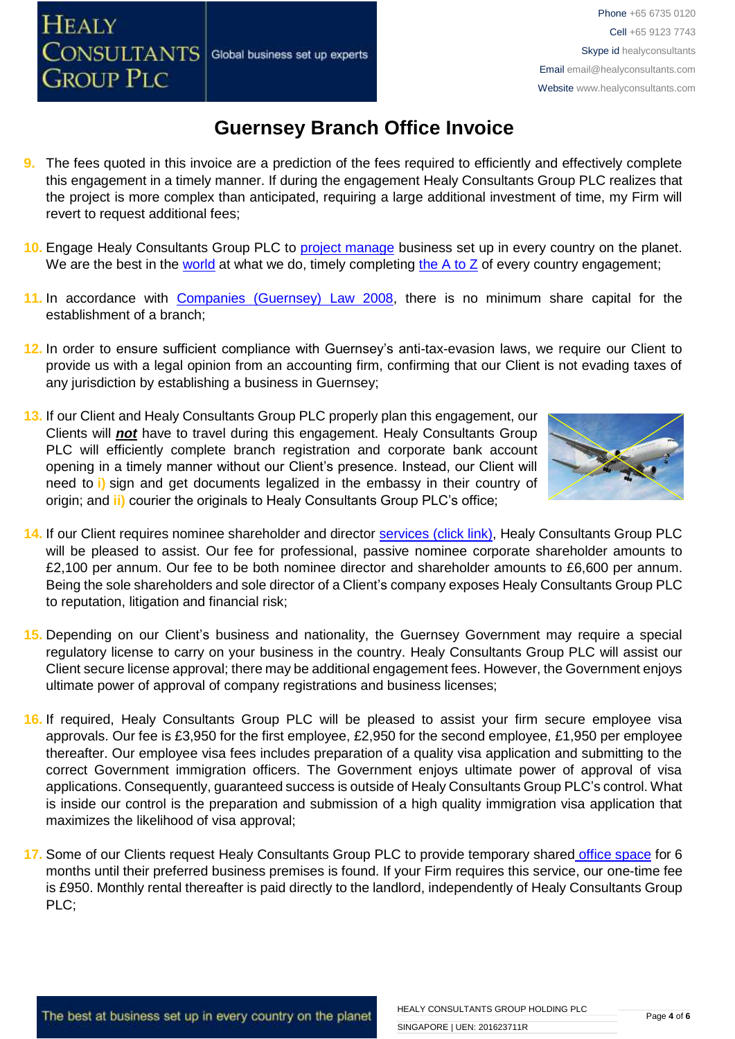# Guernsey Branch Office Invoice

9. The fees quoted in this invoice are a prediction of the fees required to efficiently and effectively complete this engagement in a timely manner. If during the engagement Healy Consultants Group PLC realizes that the project is more complex than anticipated, requiring a large additional investment of time, my Firm will revert to request additional fees;

10. Engage Healy Consultants Group PLC to project manage business set up in every country on the planet. We are the best in the world at what we do, timely completing the A to Z of every country engagement;

11. In accordance with Companies (Guernsey) Law 2008, there is no minimum share capital for the establishment of a branch;

12. In order to ensure sufficient compliance with Guernsey's anti-tax-evasion laws, we require our Client to provide us with a legal opinion from an accounting firm, confirming that our Client is not evading taxes of any jurisdiction by establishing a business in Guernsey;

13. If our Client and Healy Consultants Group PLC properly plan this engagement, our Clients will ***not*** have to travel during this engagement. Healy Consultants Group PLC will efficiently complete branch registration and corporate bank account opening in a timely manner without our Client's presence. Instead, our Client will need to **i)** sign and get documents legalized in the embassy in their country of origin; and **ii)** courier the originals to Healy Consultants Group PLC's office;

14. If our Client requires nominee shareholder and director services (click link), Healy Consultants Group PLC will be pleased to assist. Our fee for professional, passive nominee corporate shareholder amounts to £2,100 per annum. Our fee to be both nominee director and shareholder amounts to £6,600 per annum. Being the sole shareholders and sole director of a Client's company exposes Healy Consultants Group PLC to reputation, litigation and financial risk;

15. Depending on our Client's business and nationality, the Guernsey Government may require a special regulatory license to carry on your business in the country. Healy Consultants Group PLC will assist our Client secure license approval; there may be additional engagement fees. However, the Government enjoys ultimate power of approval of company registrations and business licenses;

16. If required, Healy Consultants Group PLC will be pleased to assist your firm secure employee visa approvals. Our fee is £3,950 for the first employee, £2,950 for the second employee, £1,950 per employee thereafter. Our employee visa fees includes preparation of a quality visa application and submitting to the correct Government immigration officers. The Government enjoys ultimate power of approval of visa applications. Consequently, guaranteed success is outside of Healy Consultants Group PLC's control. What is inside our control is the preparation and submission of a high quality immigration visa application that maximizes the likelihood of visa approval;

17. Some of our Clients request Healy Consultants Group PLC to provide temporary shared office space for 6 months until their preferred business premises is found. If your Firm requires this service, our one-time fee is £950. Monthly rental thereafter is paid directly to the landlord, independently of Healy Consultants Group PLC;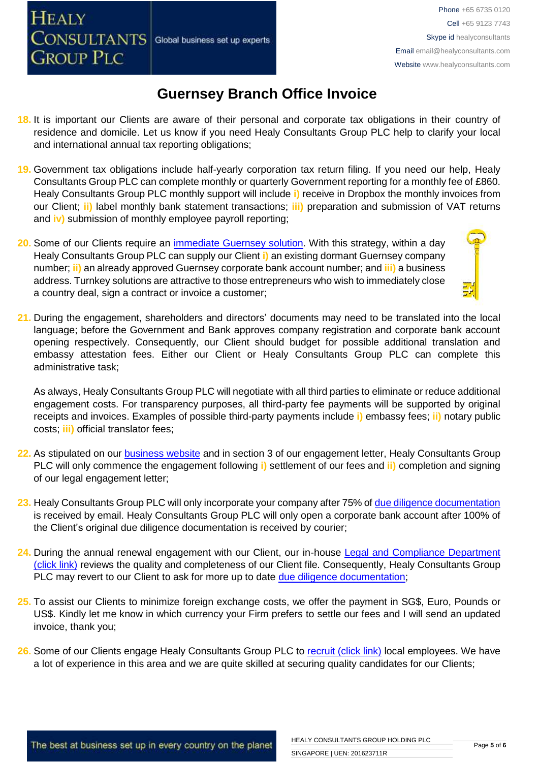# Guernsey Branch Office Invoice

18. It is important our Clients are aware of their personal and corporate tax obligations in their country of residence and domicile. Let us know if you need Healy Consultants Group PLC help to clarify your local and international annual tax reporting obligations;

19. Government tax obligations include half-yearly corporation tax return filing. If you need our help, Healy Consultants Group PLC can complete monthly or quarterly Government reporting for a monthly fee of £860. Healy Consultants Group PLC monthly support will include i) receive in Dropbox the monthly invoices from our Client; ii) label monthly bank statement transactions; iii) preparation and submission of VAT returns and iv) submission of monthly employee payroll reporting;

20. Some of our Clients require an immediate Guernsey solution. With this strategy, within a day Healy Consultants Group PLC can supply our Client i) an existing dormant Guernsey company number; ii) an already approved Guernsey corporate bank account number; and iii) a business address. Turnkey solutions are attractive to those entrepreneurs who wish to immediately close a country deal, sign a contract or invoice a customer;

21. During the engagement, shareholders and directors' documents may need to be translated into the local language; before the Government and Bank approves company registration and corporate bank account opening respectively. Consequently, our Client should budget for possible additional translation and embassy attestation fees. Either our Client or Healy Consultants Group PLC can complete this administrative task;

    As always, Healy Consultants Group PLC will negotiate with all third parties to eliminate or reduce additional engagement costs. For transparency purposes, all third-party fee payments will be supported by original receipts and invoices. Examples of possible third-party payments include i) embassy fees; ii) notary public costs; iii) official translator fees;

22. As stipulated on our business website and in section 3 of our engagement letter, Healy Consultants Group PLC will only commence the engagement following i) settlement of our fees and ii) completion and signing of our legal engagement letter;

23. Healy Consultants Group PLC will only incorporate your company after 75% of due diligence documentation is received by email. Healy Consultants Group PLC will only open a corporate bank account after 100% of the Client's original due diligence documentation is received by courier;

24. During the annual renewal engagement with our Client, our in-house Legal and Compliance Department (click link) reviews the quality and completeness of our Client file. Consequently, Healy Consultants Group PLC may revert to our Client to ask for more up to date due diligence documentation;

25. To assist our Clients to minimize foreign exchange costs, we offer the payment in SG$, Euro, Pounds or US$. Kindly let me know in which currency your Firm prefers to settle our fees and I will send an updated invoice, thank you;

26. Some of our Clients engage Healy Consultants Group PLC to recruit (click link) local employees. We have a lot of experience in this area and we are quite skilled at securing quality candidates for our Clients;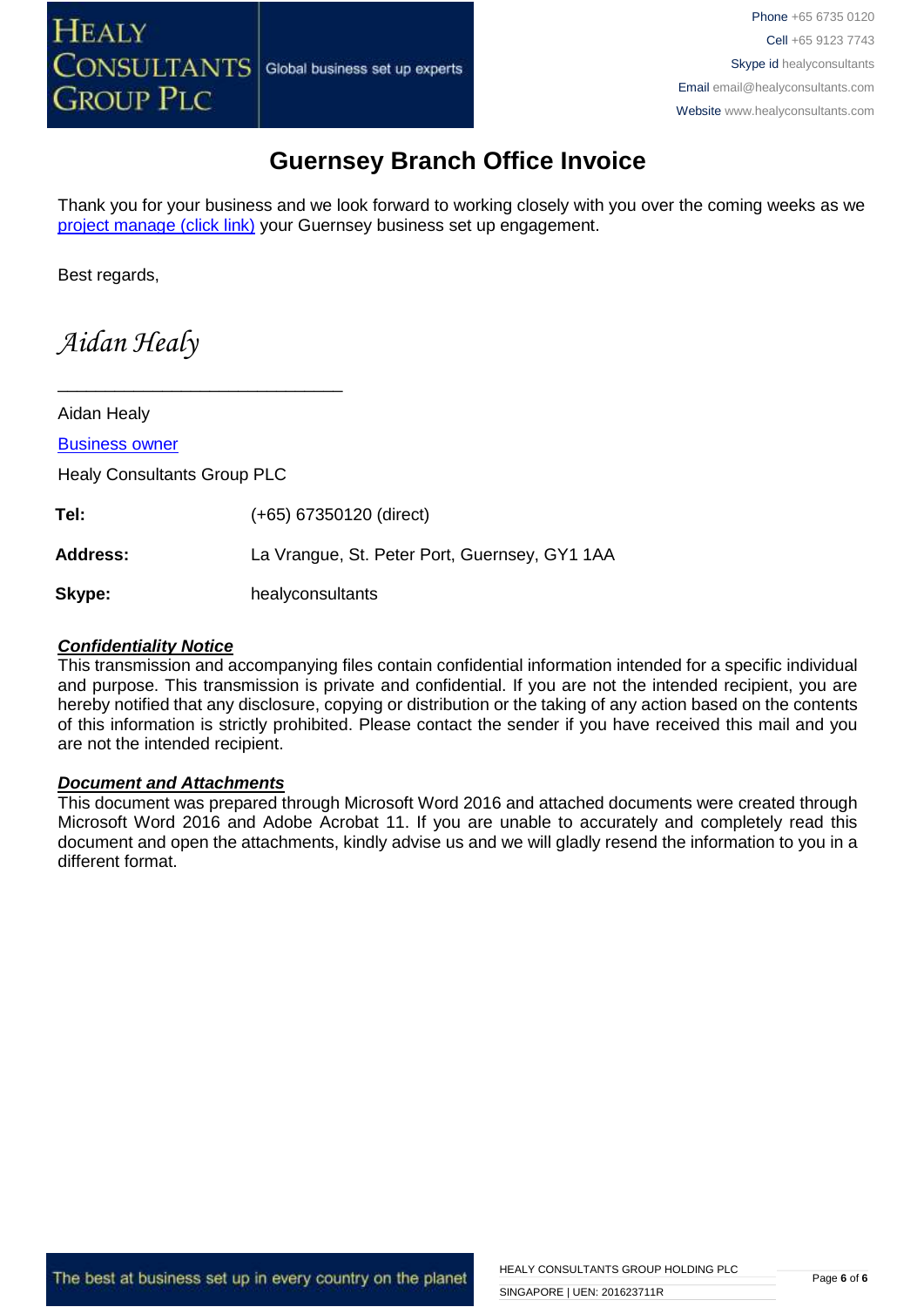# Guernsey Branch Office Invoice

Thank you for your business and we look forward to working closely with you over the coming weeks as we project manage (click link) your Guernsey business set up engagement.

Best regards,

*Aidan Healy*

______________________________

Aidan Healy

Business owner

Healy Consultants Group PLC

| | |
|---|---|
| **Tel:** | (+65) 67350120 (direct) |
| **Address:** | La Vrangue, St. Peter Port, Guernsey, GY1 1AA |
| **Skype:** | healyconsultants |

***Confidentiality Notice***

This transmission and accompanying files contain confidential information intended for a specific individual and purpose. This transmission is private and confidential. If you are not the intended recipient, you are hereby notified that any disclosure, copying or distribution or the taking of any action based on the contents of this information is strictly prohibited. Please contact the sender if you have received this mail and you are not the intended recipient.

***Document and Attachments***

This document was prepared through Microsoft Word 2016 and attached documents were created through Microsoft Word 2016 and Adobe Acrobat 11. If you are unable to accurately and completely read this document and open the attachments, kindly advise us and we will gladly resend the information to you in a different format.